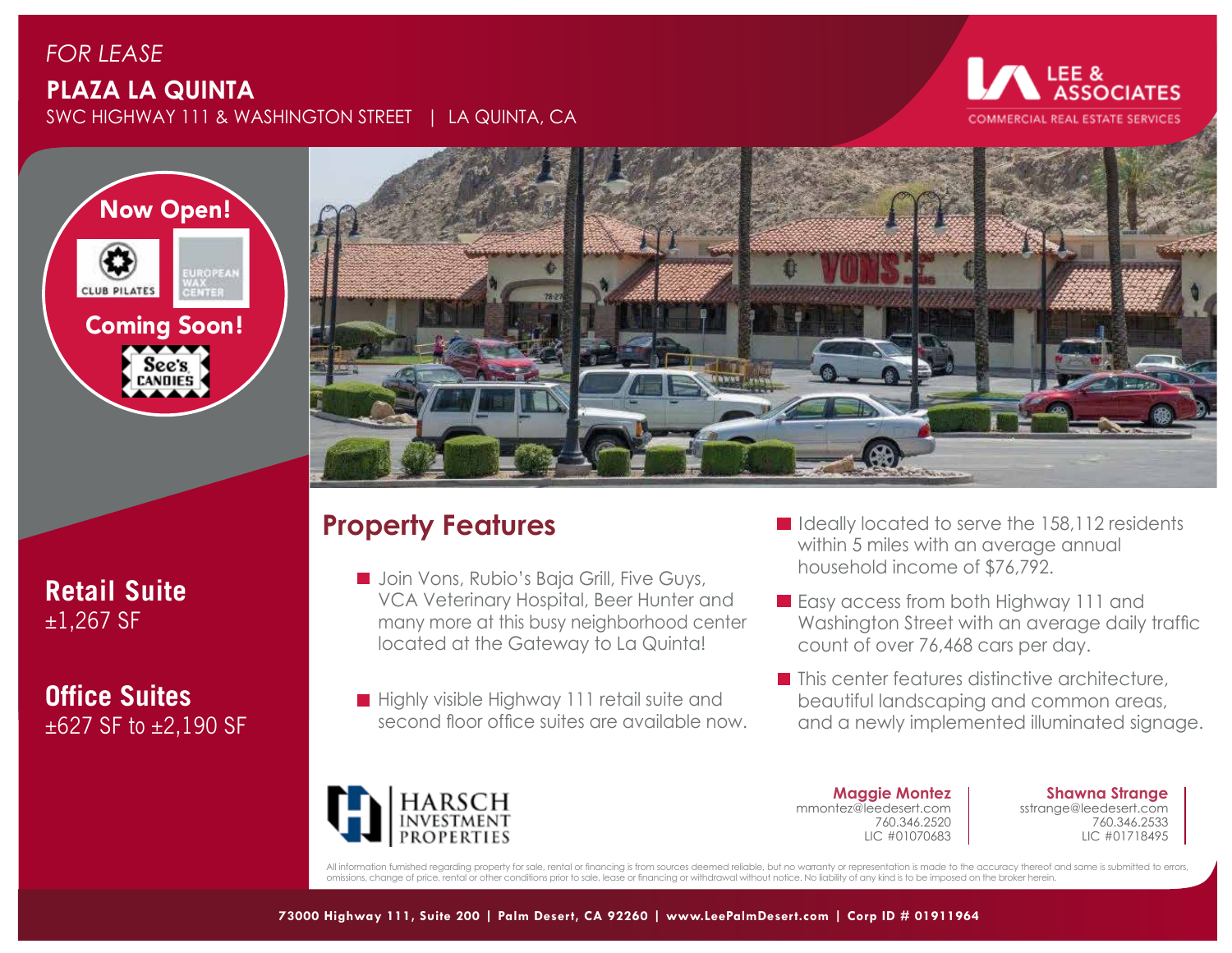*FOR LEASE*

# PLAZA LA QUINTA

SWC HIGHWAY 111 & WASHINGTON STREET | LA QUINTA, CA

LEE & ASSOCIATES
COMMERCIAL REAL ESTATE SERVICES

**Now Open!**

CLUB PILATES

EUROPEAN WAX CENTER

**Coming Soon!**

See's CANDIES

**Retail Suite**
±1,267 SF

**Office Suites**
±627 SF to ±2,190 SF

## Property Features

- Join Vons, Rubio's Baja Grill, Five Guys, VCA Veterinary Hospital, Beer Hunter and many more at this busy neighborhood center located at the Gateway to La Quinta!
- Highly visible Highway 111 retail suite and second floor office suites are available now.
- Ideally located to serve the 158,112 residents within 5 miles with an average annual household income of $76,792.
- Easy access from both Highway 111 and Washington Street with an average daily traffic count of over 76,468 cars per day.
- This center features distinctive architecture, beautiful landscaping and common areas, and a newly implemented illuminated signage.

HARSCH INVESTMENT PROPERTIES

**Maggie Montez**
mmontez@leedesert.com
760.346.2520
LIC #01070683

**Shawna Strange**
sstrange@leedesert.com
760.346.2533
LIC #01718495

All information furnished regarding property for sale, rental or financing is from sources deemed reliable, but no warranty or representation is made to the accuracy thereof and same is submitted to errors, omissions, change of price, rental or other conditions prior to sale, lease or financing or withdrawal without notice. No liability of any kind is to be imposed on the broker herein.

**73000 Highway 111, Suite 200 | Palm Desert, CA 92260 | www.LeePalmDesert.com | Corp ID # 01911964**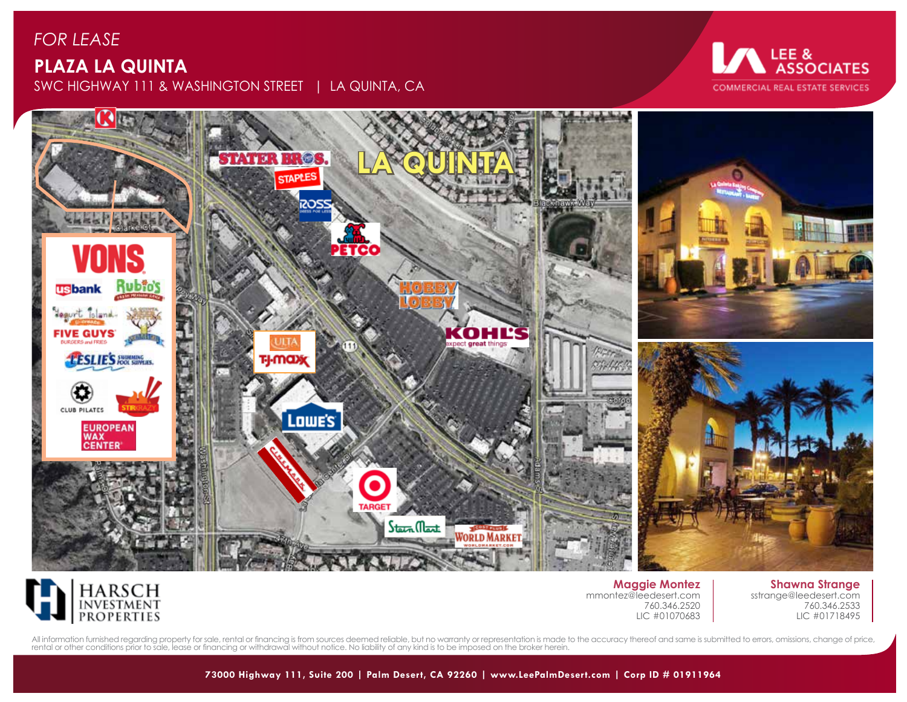*FOR LEASE*

# PLAZA LA QUINTA

SWC HIGHWAY 111 & WASHINGTON STREET | LA QUINTA, CA

LEE & ASSOCIATES
COMMERCIAL REAL ESTATE SERVICES

HARSCH INVESTMENT PROPERTIES

**Maggie Montez**
mmontez@leedesert.com
760.346.2520
LIC #01070683

**Shawna Strange**
sstrange@leedesert.com
760.346.2533
LIC #01718495

All information furnished regarding property for sale, rental or financing is from sources deemed reliable, but no warranty or representation is made to the accuracy thereof and same is submitted to errors, omissions, change of price, rental or other conditions prior to sale, lease or financing or withdrawal without notice. No liability of any kind is to be imposed on the broker herein.

**73000 Highway 111, Suite 200 | Palm Desert, CA 92260 | www.LeePalmDesert.com | Corp ID # 01911964**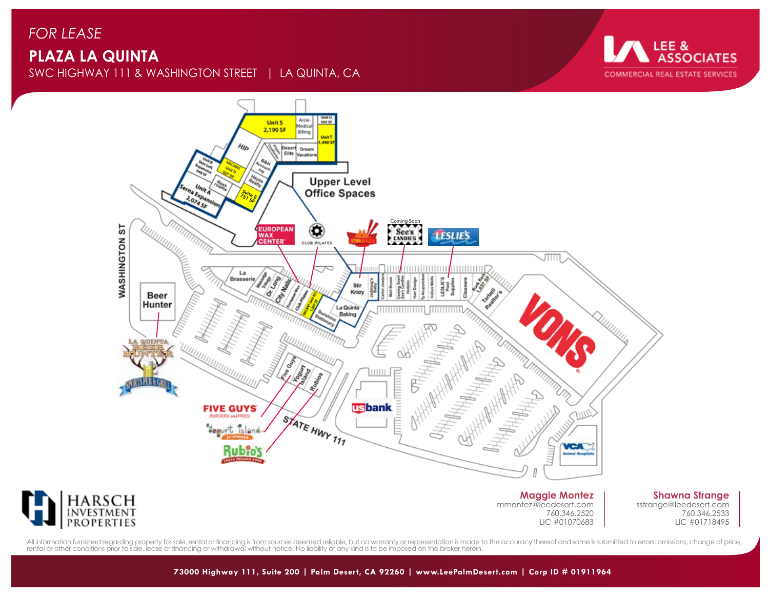*FOR LEASE*

# PLAZA LA QUINTA

SWC HIGHWAY 111 & WASHINGTON STREET | LA QUINTA, CA

LEE & ASSOCIATES
COMMERCIAL REAL ESTATE SERVICES

Unit S
2,190 SF

Arcie Medical Billing

Unit U
505 SF

Unit T
1,440 SF

HIP

Desert Elite

Dream Vacations

B&H Accounting

Hayes Realty

Unit B
Skin Loft Expansion
948 SF

VACANT
Unit D
827 SF

Restrooms

Suite E
751 SF

Unit A
Serna Expansion
2,074 SF

Upper Level Office Spaces

EUROPEAN WAX CENTER

CLUB PILATES

STIR KRAZY

Coming Soon
See's CANDIES

LESLIE'S

WASHINGTON ST

Beer Hunter

LA QUINTA BEER HUNTER SPORTS PUB & GRILL

La Brasserie

Massage Therapy

Dr. Long

City Nails

European Wax

Club Pilates

VACANT Unit 1,257 SF

Stir Krazy

Jadabug's Baby

Cartel Jewelers

Mail Boxes

Coming Soon! See's Candies

Holistic

Hair Design

Ty Acupuncture

Indian Wells

LESLIE'S Pool Supplies

Cleaners

Book Rack
1,657 SF

Tarbell Realtor's

La Quinta Baking

Sunshine Stationary

VONS

Five Guys

Yogurt Island

Rubios

FIVE GUYS BURGERS and FRIES

Yogurt Island

Rubio's

usbank

STATE HWY 111

VCA Animal Hospitals

HARSCH INVESTMENT PROPERTIES

**Maggie Montez**
mmontez@leedesert.com
760.346.2520
LIC #01070683

**Shawna Strange**
sstrange@leedesert.com
760.346.2533
LIC #01718495

All information furnished regarding property for sale, rental or financing is from sources deemed reliable, but no warranty or representation is made to the accuracy thereof and same is submitted to errors, omissions, change of price, rental or other conditions prior to sale, lease or financing or withdrawal without notice. No liability of any kind is to be imposed on the broker herein.

**73000 Highway 111, Suite 200 | Palm Desert, CA 92260 | www.LeePalmDesert.com | Corp ID # 01911964**